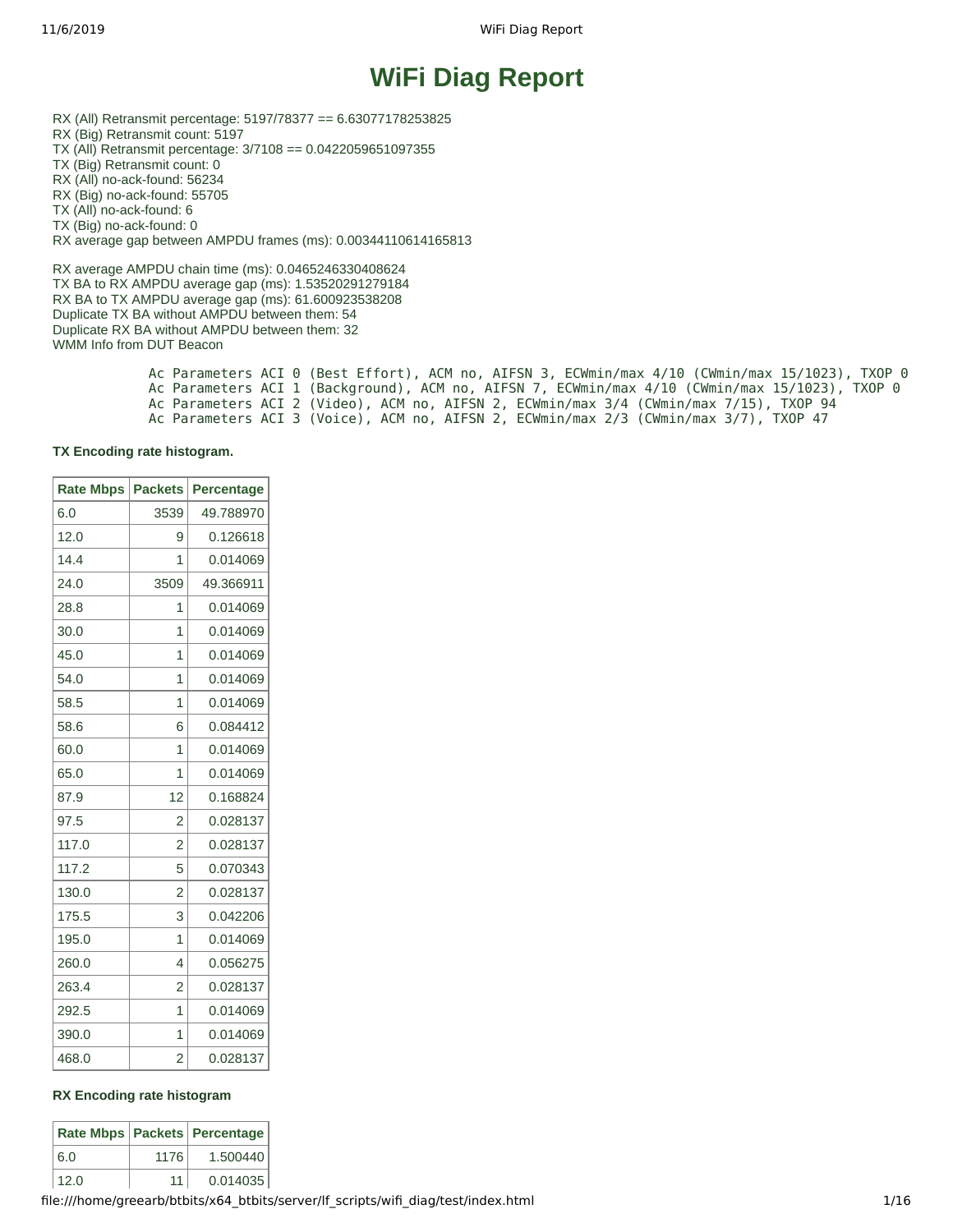# WiFi Diag Report

RX (All) Retransmit percentage: 5197/78377 == 6.63077178253825
RX (Big) Retransmit count: 5197
TX (All) Retransmit percentage: 3/7108 == 0.0422059651097355
TX (Big) Retransmit count: 0
RX (All) no-ack-found: 56234
RX (Big) no-ack-found: 55705
TX (All) no-ack-found: 6
TX (Big) no-ack-found: 0
RX average gap between AMPDU frames (ms): 0.00344110614165813

RX average AMPDU chain time (ms): 0.0465246330408624
TX BA to RX AMPDU average gap (ms): 1.53520291279184
RX BA to TX AMPDU average gap (ms): 61.600923538208
Duplicate TX BA without AMPDU between them: 54
Duplicate RX BA without AMPDU between them: 32
WMM Info from DUT Beacon

```
Ac Parameters ACI 0 (Best Effort), ACM no, AIFSN 3, ECWmin/max 4/10 (CWmin/max 15/1023), TXOP 0
Ac Parameters ACI 1 (Background), ACM no, AIFSN 7, ECWmin/max 4/10 (CWmin/max 15/1023), TXOP 0
Ac Parameters ACI 2 (Video), ACM no, AIFSN 2, ECWmin/max 3/4 (CWmin/max 7/15), TXOP 94
Ac Parameters ACI 3 (Voice), ACM no, AIFSN 2, ECWmin/max 2/3 (CWmin/max 3/7), TXOP 47
```

**TX Encoding rate histogram.**

| Rate Mbps | Packets | Percentage |
|---|---|---|
| 6.0 | 3539 | 49.788970 |
| 12.0 | 9 | 0.126618 |
| 14.4 | 1 | 0.014069 |
| 24.0 | 3509 | 49.366911 |
| 28.8 | 1 | 0.014069 |
| 30.0 | 1 | 0.014069 |
| 45.0 | 1 | 0.014069 |
| 54.0 | 1 | 0.014069 |
| 58.5 | 1 | 0.014069 |
| 58.6 | 6 | 0.084412 |
| 60.0 | 1 | 0.014069 |
| 65.0 | 1 | 0.014069 |
| 87.9 | 12 | 0.168824 |
| 97.5 | 2 | 0.028137 |
| 117.0 | 2 | 0.028137 |
| 117.2 | 5 | 0.070343 |
| 130.0 | 2 | 0.028137 |
| 175.5 | 3 | 0.042206 |
| 195.0 | 1 | 0.014069 |
| 260.0 | 4 | 0.056275 |
| 263.4 | 2 | 0.028137 |
| 292.5 | 1 | 0.014069 |
| 390.0 | 1 | 0.014069 |
| 468.0 | 2 | 0.028137 |

**RX Encoding rate histogram**

| Rate Mbps | Packets | Percentage |
|---|---|---|
| 6.0 | 1176 | 1.500440 |
| 12.0 | 11 | 0.014035 |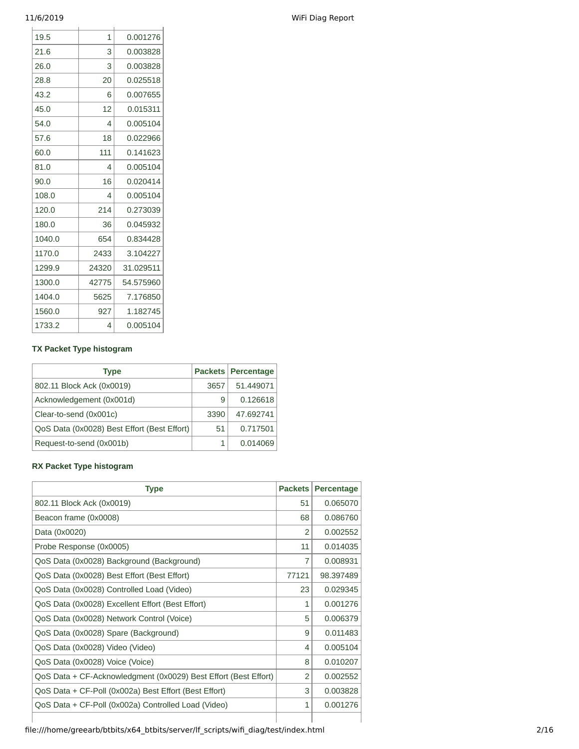| | | |
|---|---|---|
| 19.5 | 1 | 0.001276 |
| 21.6 | 3 | 0.003828 |
| 26.0 | 3 | 0.003828 |
| 28.8 | 20 | 0.025518 |
| 43.2 | 6 | 0.007655 |
| 45.0 | 12 | 0.015311 |
| 54.0 | 4 | 0.005104 |
| 57.6 | 18 | 0.022966 |
| 60.0 | 111 | 0.141623 |
| 81.0 | 4 | 0.005104 |
| 90.0 | 16 | 0.020414 |
| 108.0 | 4 | 0.005104 |
| 120.0 | 214 | 0.273039 |
| 180.0 | 36 | 0.045932 |
| 1040.0 | 654 | 0.834428 |
| 1170.0 | 2433 | 3.104227 |
| 1299.9 | 24320 | 31.029511 |
| 1300.0 | 42775 | 54.575960 |
| 1404.0 | 5625 | 7.176850 |
| 1560.0 | 927 | 1.182745 |
| 1733.2 | 4 | 0.005104 |

#### TX Packet Type histogram

| Type | Packets | Percentage |
|---|---|---|
| 802.11 Block Ack (0x0019) | 3657 | 51.449071 |
| Acknowledgement (0x001d) | 9 | 0.126618 |
| Clear-to-send (0x001c) | 3390 | 47.692741 |
| QoS Data (0x0028) Best Effort (Best Effort) | 51 | 0.717501 |
| Request-to-send (0x001b) | 1 | 0.014069 |

#### RX Packet Type histogram

| Type | Packets | Percentage |
|---|---|---|
| 802.11 Block Ack (0x0019) | 51 | 0.065070 |
| Beacon frame (0x0008) | 68 | 0.086760 |
| Data (0x0020) | 2 | 0.002552 |
| Probe Response (0x0005) | 11 | 0.014035 |
| QoS Data (0x0028) Background (Background) | 7 | 0.008931 |
| QoS Data (0x0028) Best Effort (Best Effort) | 77121 | 98.397489 |
| QoS Data (0x0028) Controlled Load (Video) | 23 | 0.029345 |
| QoS Data (0x0028) Excellent Effort (Best Effort) | 1 | 0.001276 |
| QoS Data (0x0028) Network Control (Voice) | 5 | 0.006379 |
| QoS Data (0x0028) Spare (Background) | 9 | 0.011483 |
| QoS Data (0x0028) Video (Video) | 4 | 0.005104 |
| QoS Data (0x0028) Voice (Voice) | 8 | 0.010207 |
| QoS Data + CF-Acknowledgment (0x0029) Best Effort (Best Effort) | 2 | 0.002552 |
| QoS Data + CF-Poll (0x002a) Best Effort (Best Effort) | 3 | 0.003828 |
| QoS Data + CF-Poll (0x002a) Controlled Load (Video) | 1 | 0.001276 |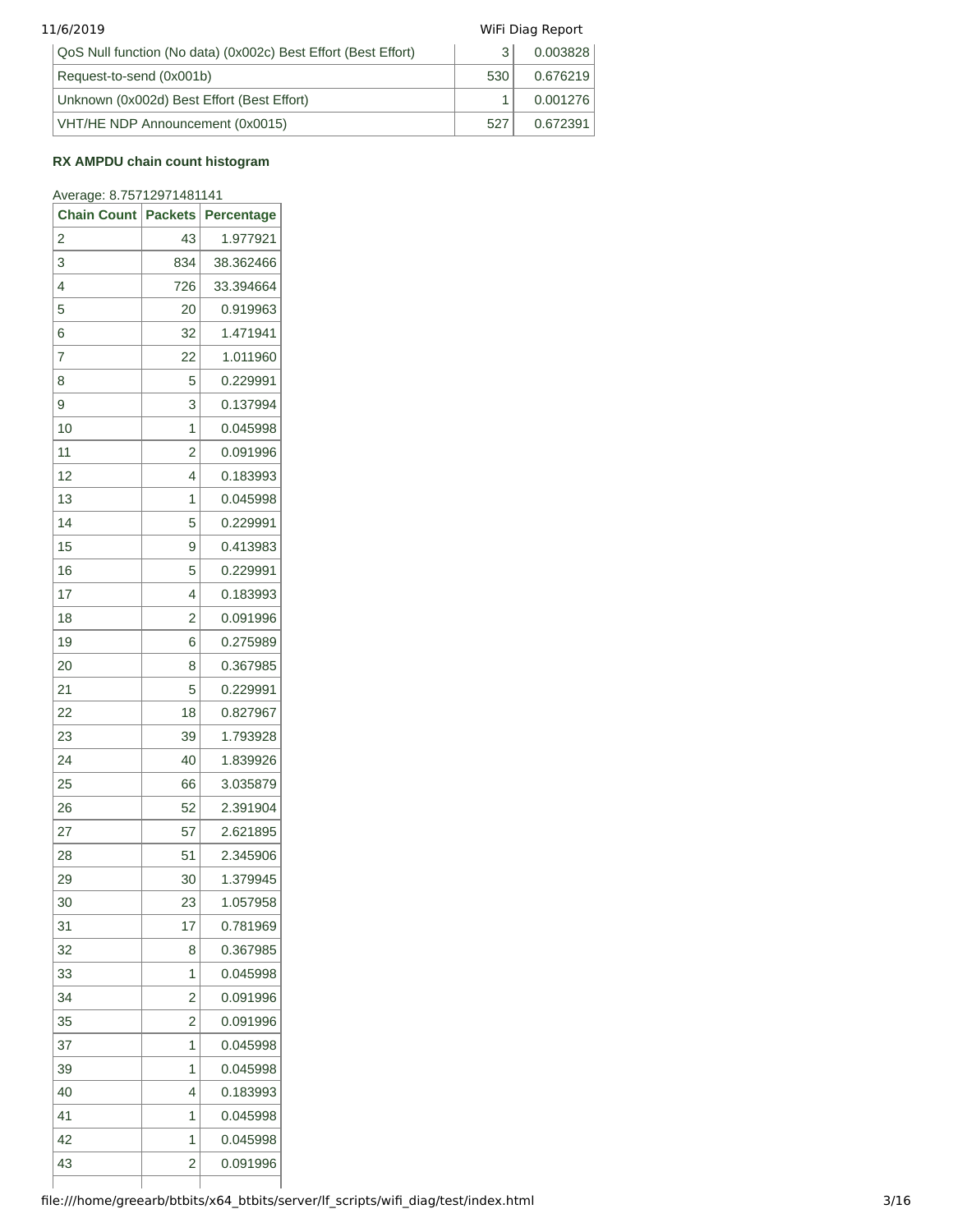| | | |
|---|---|---|
| QoS Null function (No data) (0x002c) Best Effort (Best Effort) | 3 | 0.003828 |
| Request-to-send (0x001b) | 530 | 0.676219 |
| Unknown (0x002d) Best Effort (Best Effort) | 1 | 0.001276 |
| VHT/HE NDP Announcement (0x0015) | 527 | 0.672391 |

**RX AMPDU chain count histogram**

Average: 8.75712971481141

| Chain Count | Packets | Percentage |
|---|---|---|
| 2 | 43 | 1.977921 |
| 3 | 834 | 38.362466 |
| 4 | 726 | 33.394664 |
| 5 | 20 | 0.919963 |
| 6 | 32 | 1.471941 |
| 7 | 22 | 1.011960 |
| 8 | 5 | 0.229991 |
| 9 | 3 | 0.137994 |
| 10 | 1 | 0.045998 |
| 11 | 2 | 0.091996 |
| 12 | 4 | 0.183993 |
| 13 | 1 | 0.045998 |
| 14 | 5 | 0.229991 |
| 15 | 9 | 0.413983 |
| 16 | 5 | 0.229991 |
| 17 | 4 | 0.183993 |
| 18 | 2 | 0.091996 |
| 19 | 6 | 0.275989 |
| 20 | 8 | 0.367985 |
| 21 | 5 | 0.229991 |
| 22 | 18 | 0.827967 |
| 23 | 39 | 1.793928 |
| 24 | 40 | 1.839926 |
| 25 | 66 | 3.035879 |
| 26 | 52 | 2.391904 |
| 27 | 57 | 2.621895 |
| 28 | 51 | 2.345906 |
| 29 | 30 | 1.379945 |
| 30 | 23 | 1.057958 |
| 31 | 17 | 0.781969 |
| 32 | 8 | 0.367985 |
| 33 | 1 | 0.045998 |
| 34 | 2 | 0.091996 |
| 35 | 2 | 0.091996 |
| 37 | 1 | 0.045998 |
| 39 | 1 | 0.045998 |
| 40 | 4 | 0.183993 |
| 41 | 1 | 0.045998 |
| 42 | 1 | 0.045998 |
| 43 | 2 | 0.091996 |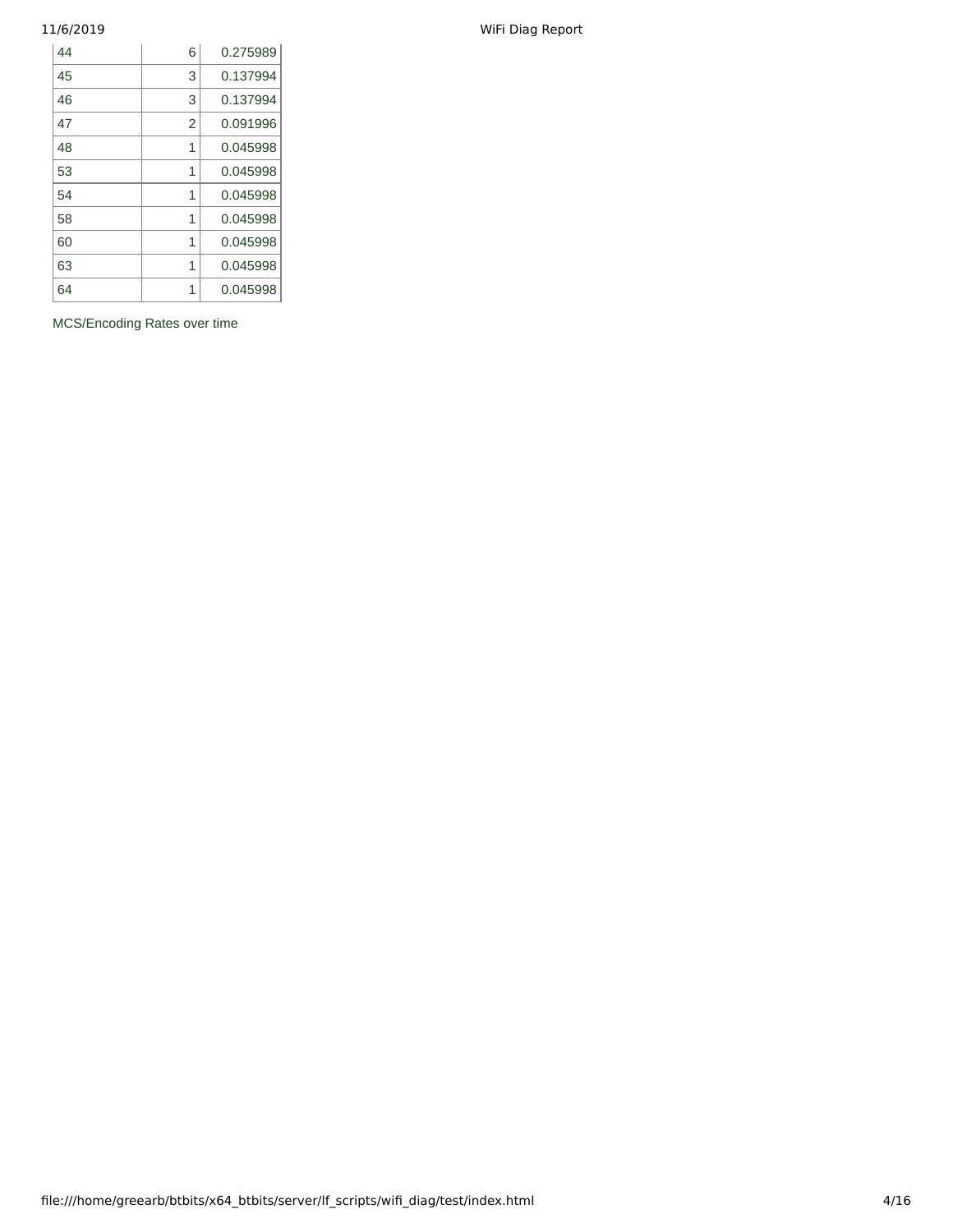| | | |
|---|---|---|
| 44 | 6 | 0.275989 |
| 45 | 3 | 0.137994 |
| 46 | 3 | 0.137994 |
| 47 | 2 | 0.091996 |
| 48 | 1 | 0.045998 |
| 53 | 1 | 0.045998 |
| 54 | 1 | 0.045998 |
| 58 | 1 | 0.045998 |
| 60 | 1 | 0.045998 |
| 63 | 1 | 0.045998 |
| 64 | 1 | 0.045998 |

MCS/Encoding Rates over time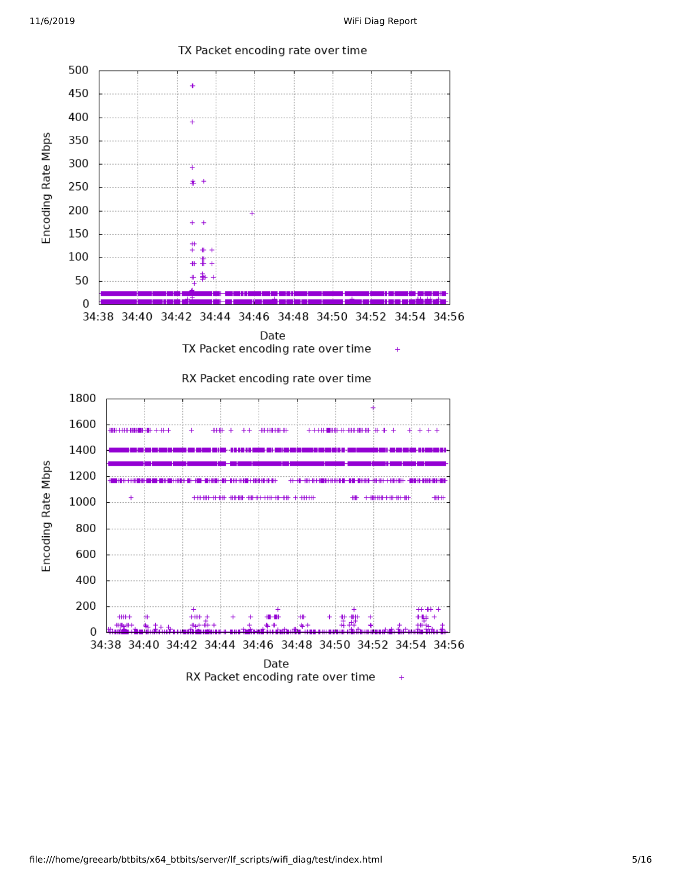TX Packet encoding rate over time

Encoding Rate Mbps

500
450
400
350
300
250
200
150
100
50
0

34:38 34:40 34:42 34:44 34:46 34:48 34:50 34:52 34:54 34:56

Date

TX Packet encoding rate over time +

RX Packet encoding rate over time

Encoding Rate Mbps

1800
1600
1400
1200
1000
800
600
400
200
0

34:38 34:40 34:42 34:44 34:46 34:48 34:50 34:52 34:54 34:56

Date

RX Packet encoding rate over time +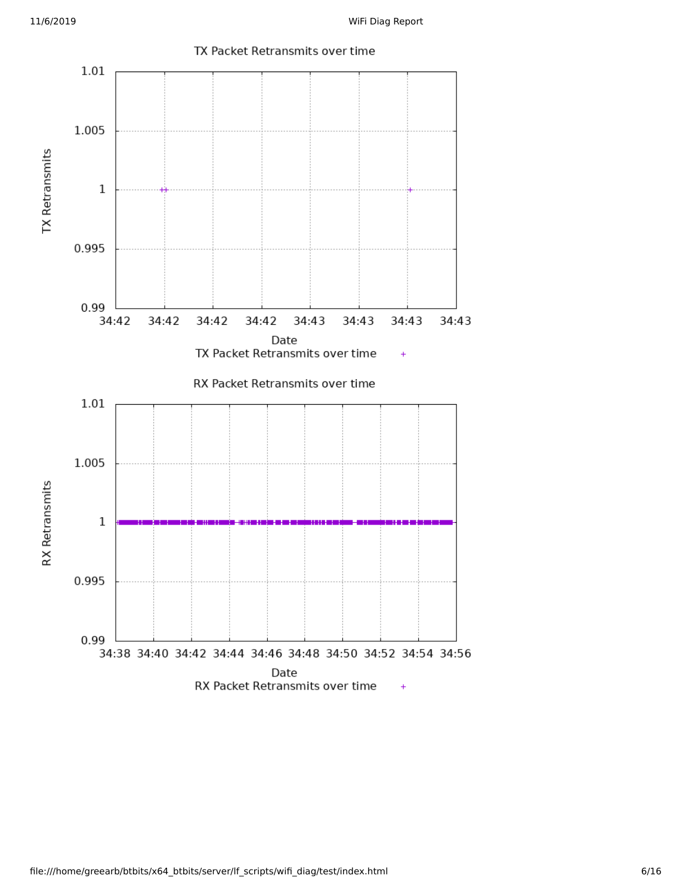TX Packet Retransmits over time

RX Packet Retransmits over time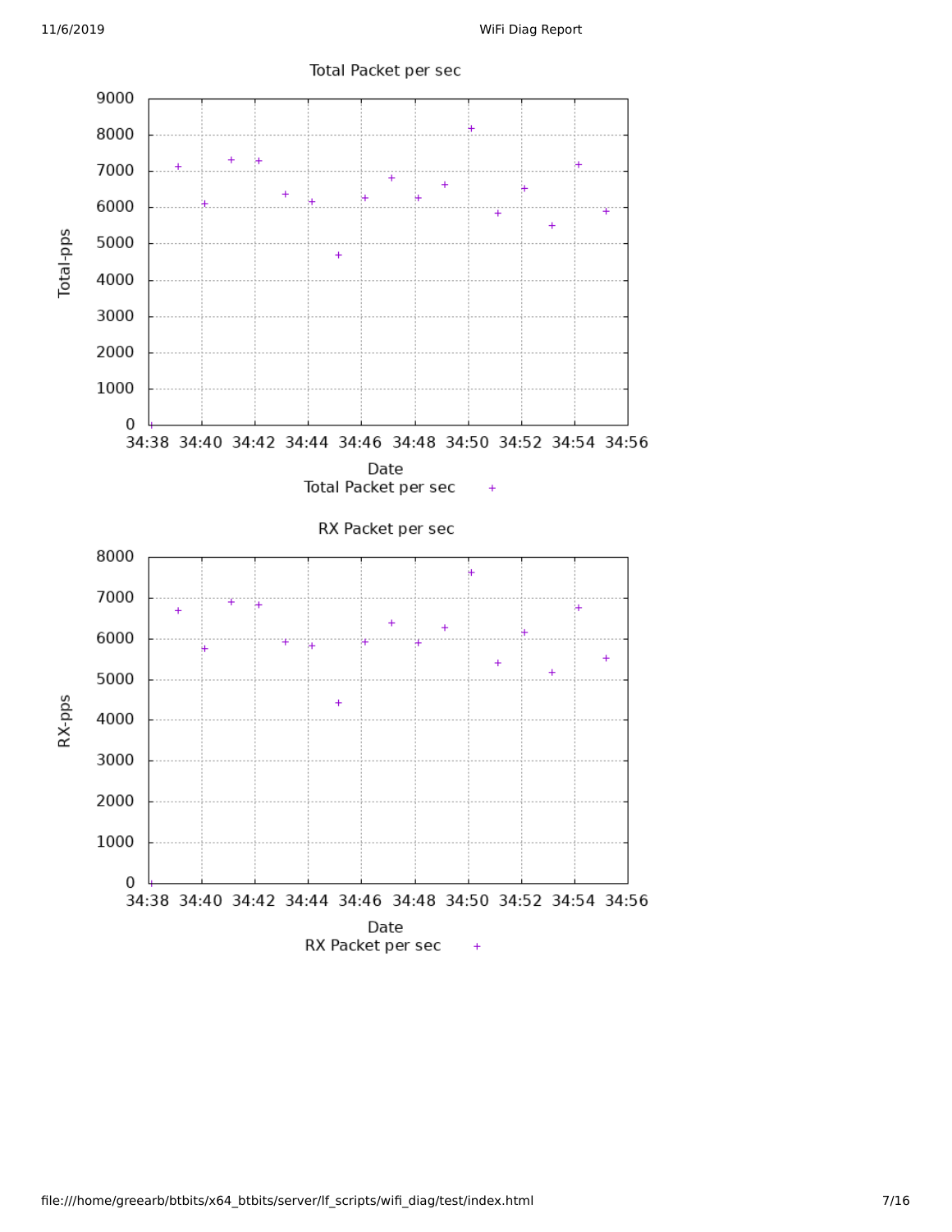Total Packet per sec

9000
8000
7000
6000
5000
4000
3000
2000
1000
0

Total-pps

34:38 34:40 34:42 34:44 34:46 34:48 34:50 34:52 34:54 34:56

Date

Total Packet per sec +

RX Packet per sec

8000
7000
6000
5000
4000
3000
2000
1000
0

RX-pps

34:38 34:40 34:42 34:44 34:46 34:48 34:50 34:52 34:54 34:56

Date

RX Packet per sec +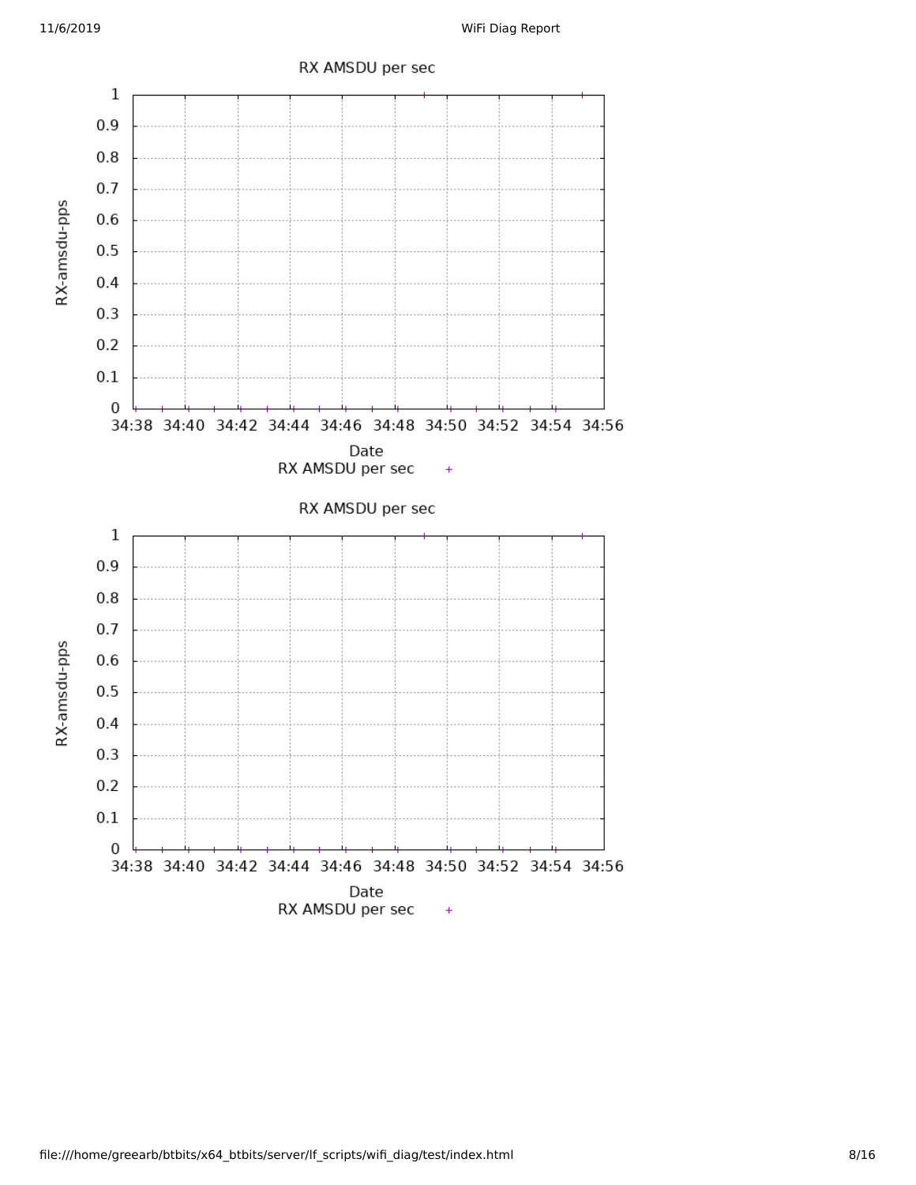RX AMSDU per sec

RX-amsdu-pps

Date

RX AMSDU per sec

RX AMSDU per sec

RX-amsdu-pps

Date

RX AMSDU per sec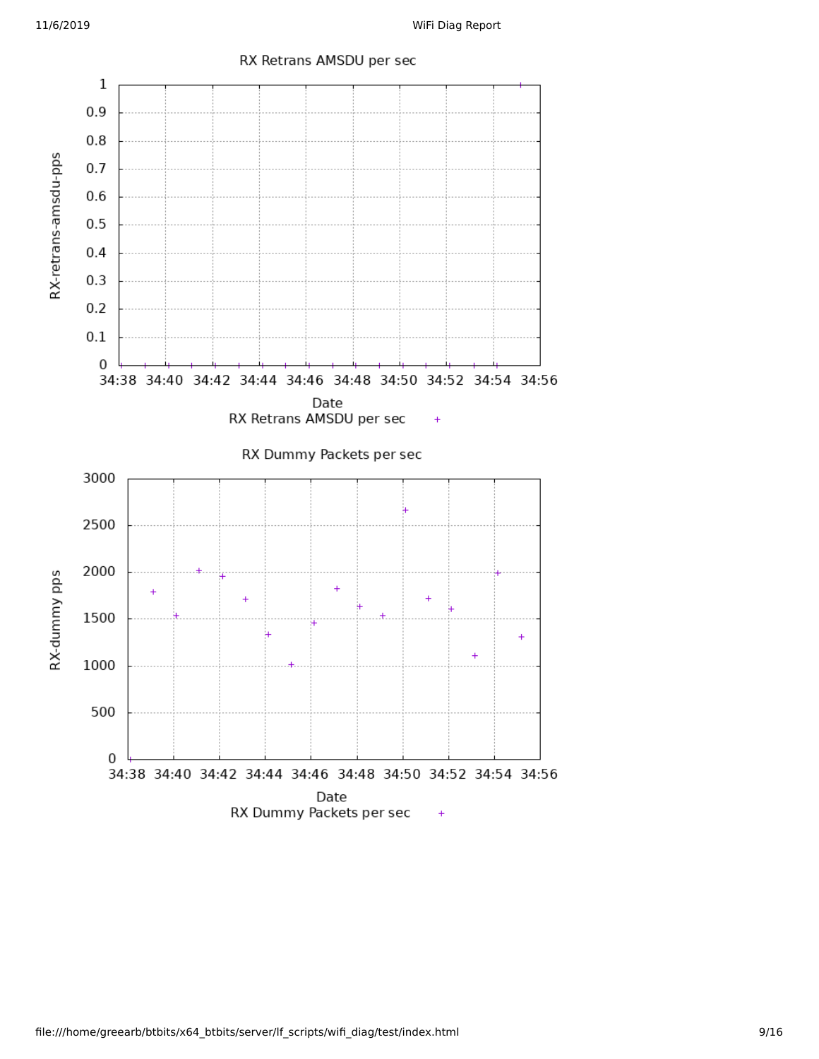RX Retrans AMSDU per sec

RX-retrans-amsdu-pps

Date

RX Retrans AMSDU per sec

RX Dummy Packets per sec

RX-dummy pps

Date

RX Dummy Packets per sec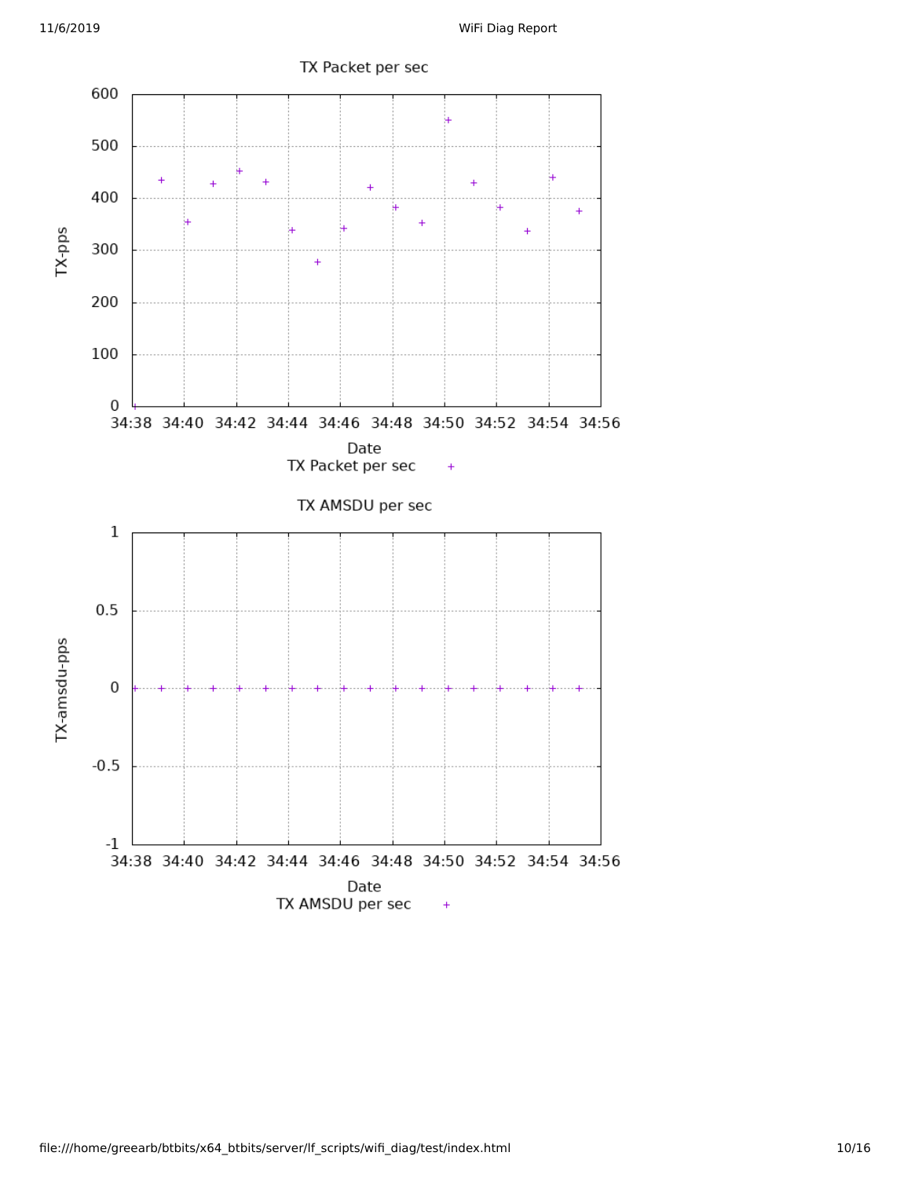TX Packet per sec

TX-pps

Date

TX Packet per sec

TX AMSDU per sec

TX-amsdu-pps

Date

TX AMSDU per sec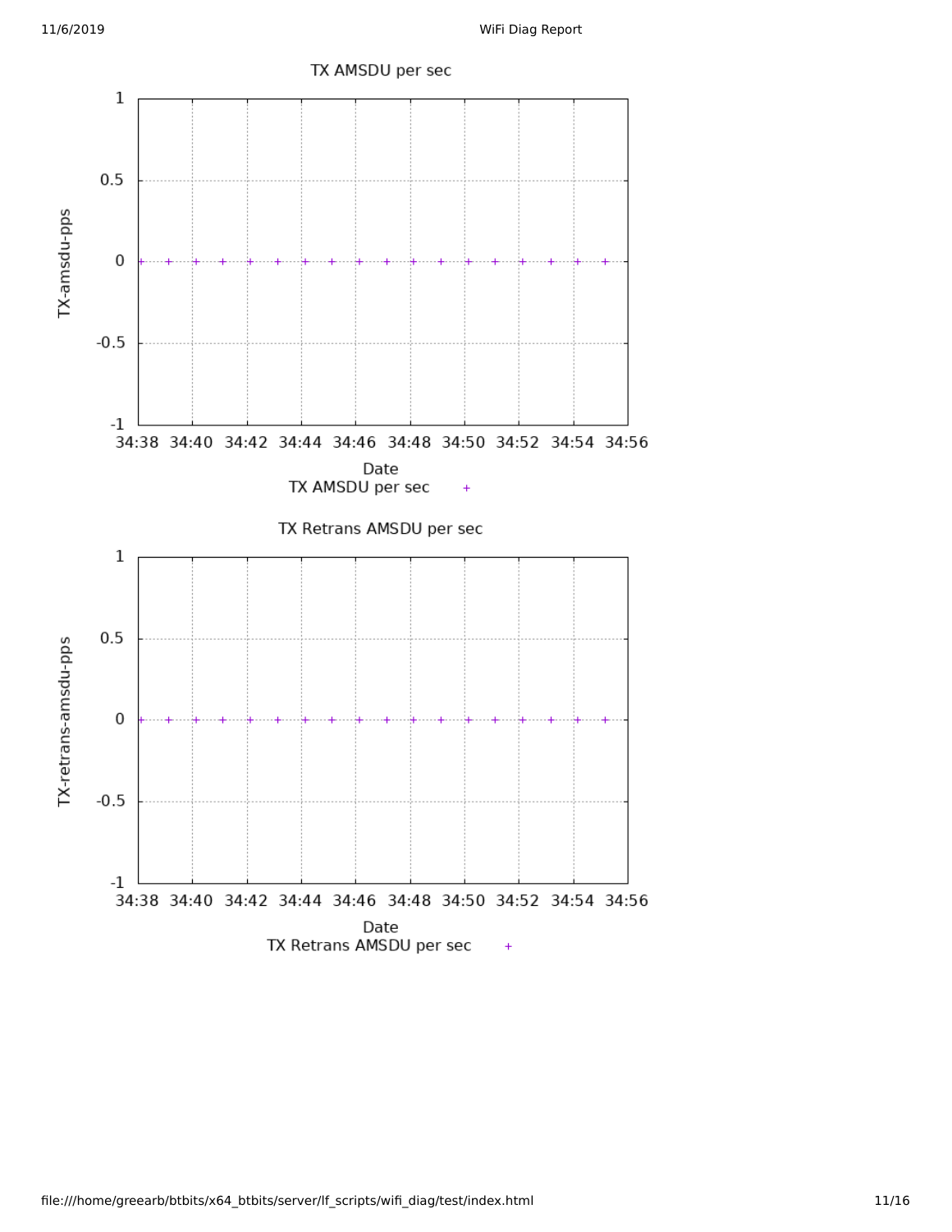TX AMSDU per sec

TX-amsdu-pps

1

0.5

0

-0.5

-1

34:38 34:40 34:42 34:44 34:46 34:48 34:50 34:52 34:54 34:56

Date

TX AMSDU per sec

TX Retrans AMSDU per sec

TX-retrans-amsdu-pps

1

0.5

0

-0.5

-1

34:38 34:40 34:42 34:44 34:46 34:48 34:50 34:52 34:54 34:56

Date

TX Retrans AMSDU per sec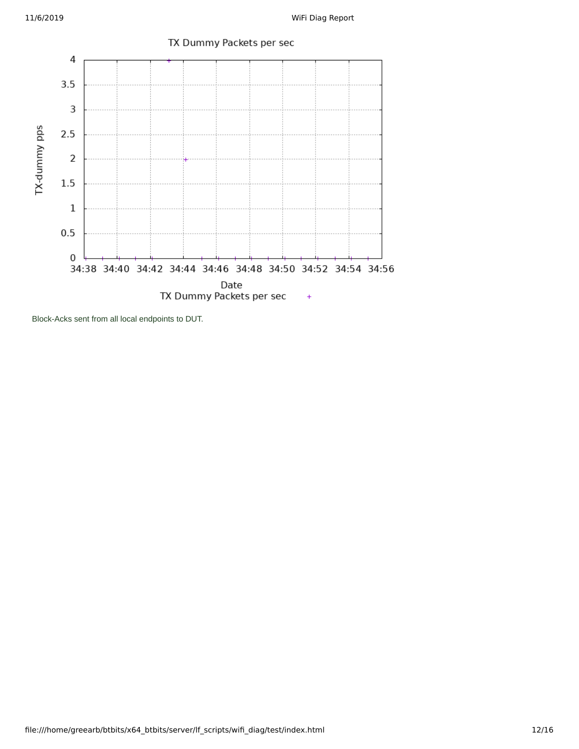TX Dummy Packets per sec

Block-Acks sent from all local endpoints to DUT.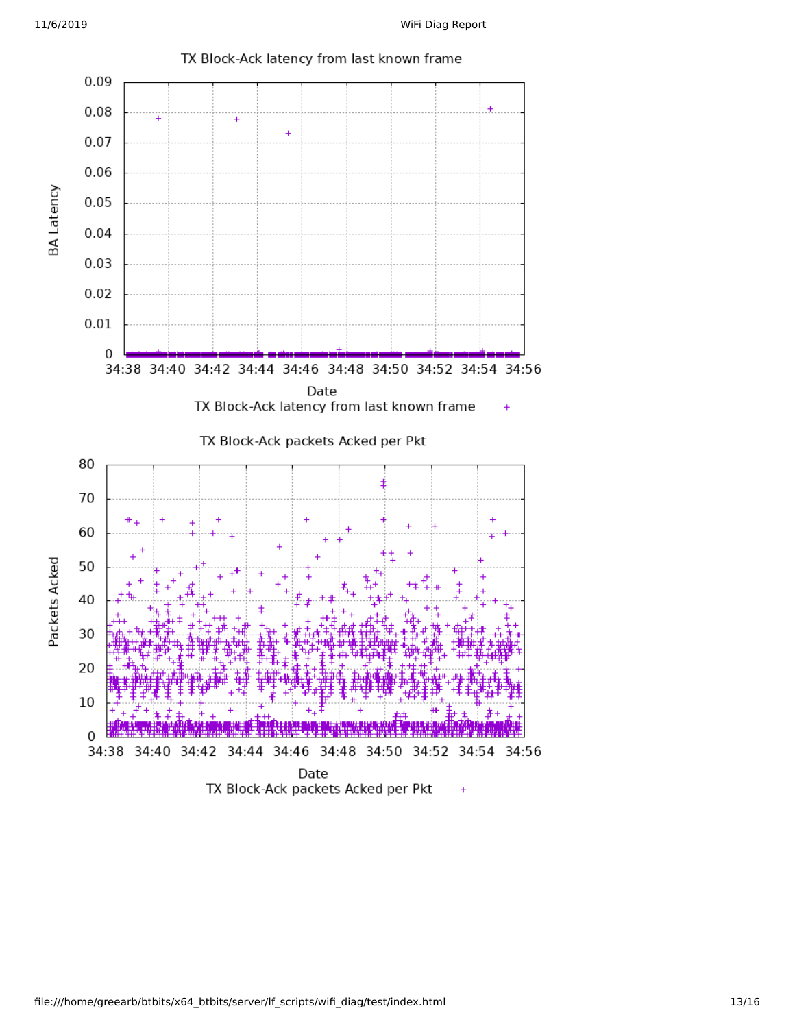TX Block-Ack latency from last known frame

BA Latency

0.09
0.08
0.07
0.06
0.05
0.04
0.03
0.02
0.01
0

34:38 34:40 34:42 34:44 34:46 34:48 34:50 34:52 34:54 34:56

Date

TX Block-Ack latency from last known frame +

TX Block-Ack packets Acked per Pkt

Packets Acked

80
70
60
50
40
30
20
10
0

34:38 34:40 34:42 34:44 34:46 34:48 34:50 34:52 34:54 34:56

Date

TX Block-Ack packets Acked per Pkt +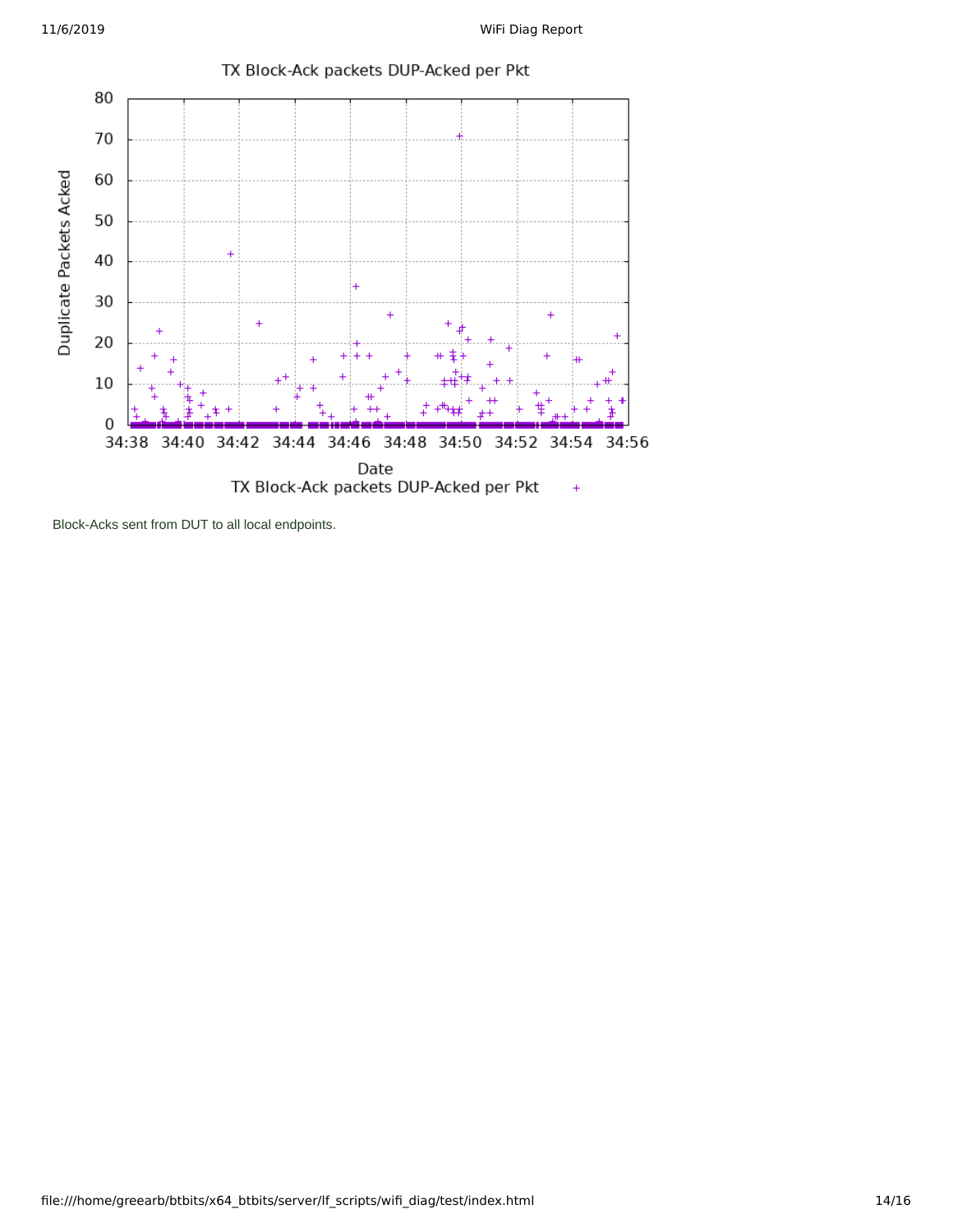TX Block-Ack packets DUP-Acked per Pkt

Block-Acks sent from DUT to all local endpoints.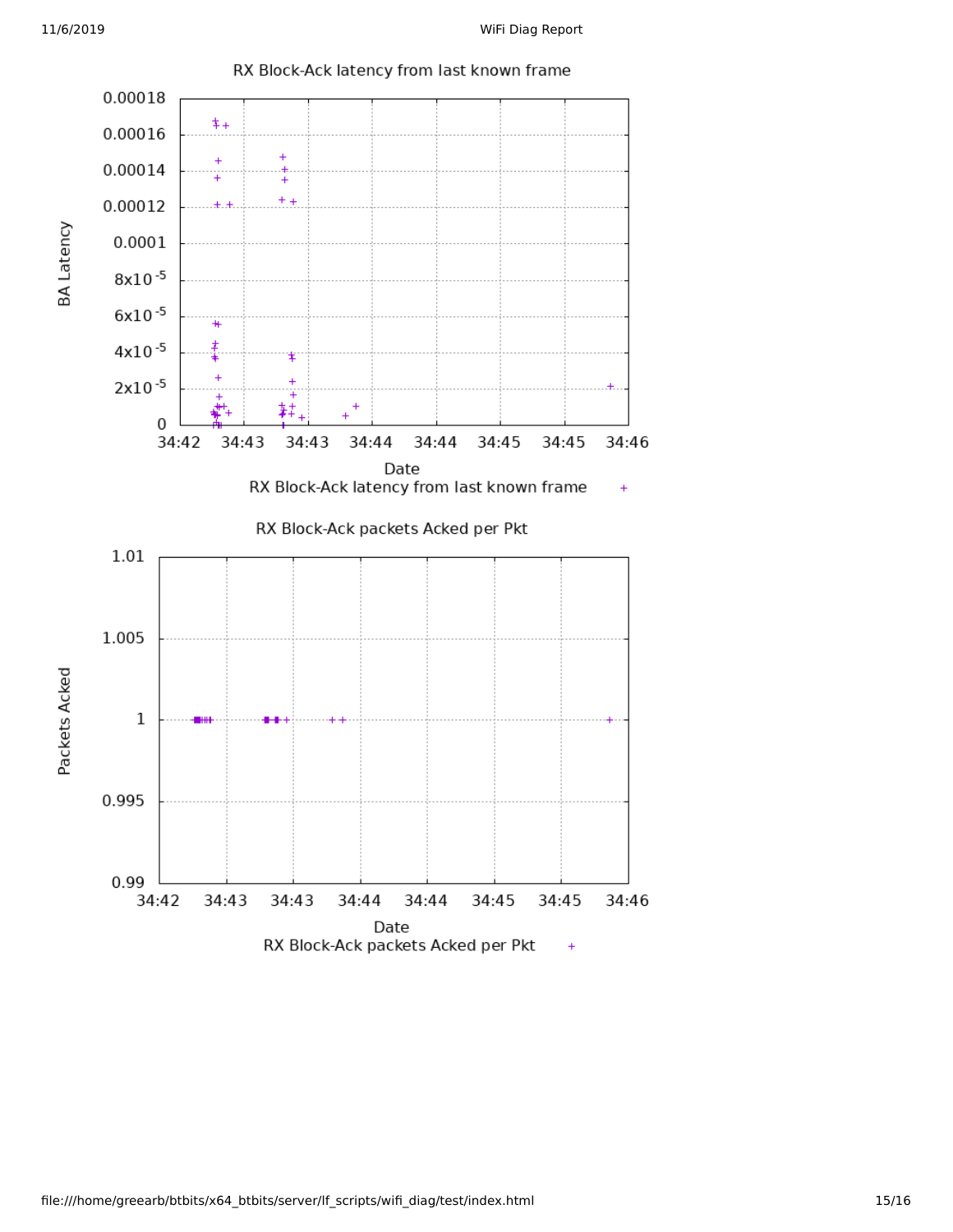RX Block-Ack latency from last known frame

BA Latency

Date

RX Block-Ack latency from last known frame

RX Block-Ack packets Acked per Pkt

Packets Acked

Date

RX Block-Ack packets Acked per Pkt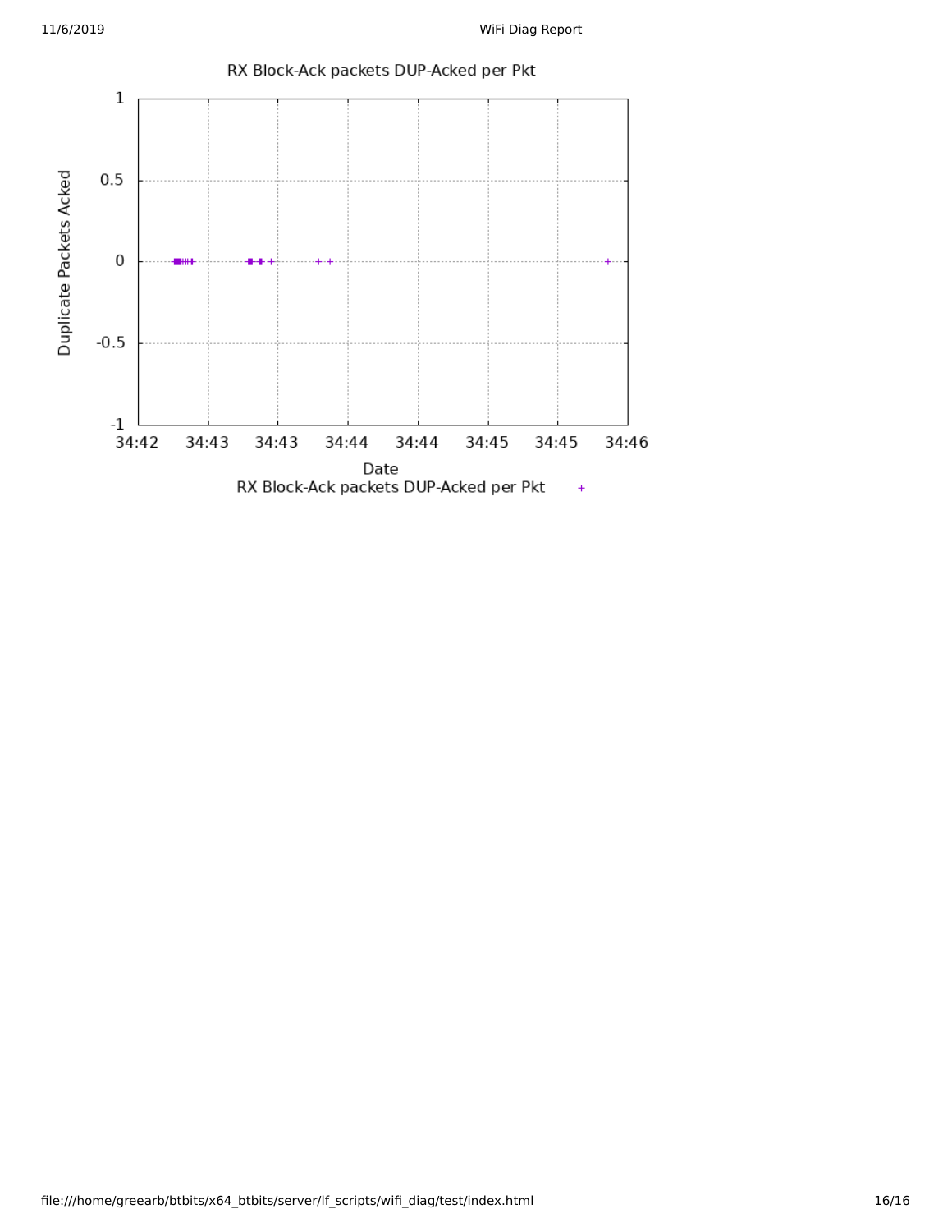RX Block-Ack packets DUP-Acked per Pkt

1
0.5
0
-0.5
-1

Duplicate Packets Acked

34:42 34:43 34:43 34:44 34:44 34:45 34:45 34:46

Date

RX Block-Ack packets DUP-Acked per Pkt